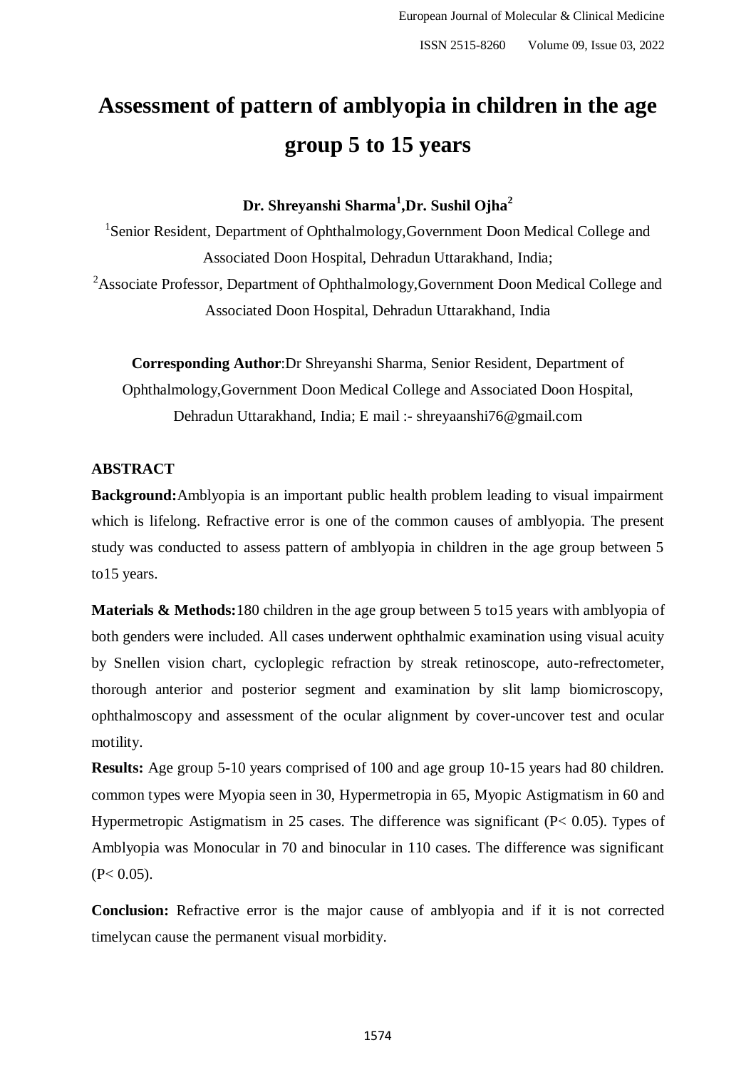# Assessment of pattern of amblyopia in children in the age group 5 to 15 years

**Dr. Shreyanshi Sharma[1], Dr. Sushil Ojha[2]**

[1]Senior Resident, Department of Ophthalmology,Government Doon Medical College and Associated Doon Hospital, Dehradun Uttarakhand, India;

[2]Associate Professor, Department of Ophthalmology,Government Doon Medical College and Associated Doon Hospital, Dehradun Uttarakhand, India

**Corresponding Author**:Dr Shreyanshi Sharma, Senior Resident, Department of Ophthalmology,Government Doon Medical College and Associated Doon Hospital, Dehradun Uttarakhand, India; E mail :- shreyaanshi76@gmail.com

## ABSTRACT

**Background:** Amblyopia is an important public health problem leading to visual impairment which is lifelong. Refractive error is one of the common causes of amblyopia. The present study was conducted to assess pattern of amblyopia in children in the age group between 5 to15 years.

**Materials & Methods:** 180 children in the age group between 5 to15 years with amblyopia of both genders were included. All cases underwent ophthalmic examination using visual acuity by Snellen vision chart, cycloplegic refraction by streak retinoscope, auto-refrectometer, thorough anterior and posterior segment and examination by slit lamp biomicroscopy, ophthalmoscopy and assessment of the ocular alignment by cover-uncover test and ocular motility.

**Results:** Age group 5-10 years comprised of 100 and age group 10-15 years had 80 children. common types were Myopia seen in 30, Hypermetropia in 65, Myopic Astigmatism in 60 and Hypermetropic Astigmatism in 25 cases. The difference was significant ($P < 0.05$). Types of Amblyopia was Monocular in 70 and binocular in 110 cases. The difference was significant ($P < 0.05$).

**Conclusion:** Refractive error is the major cause of amblyopia and if it is not corrected timelycan cause the permanent visual morbidity.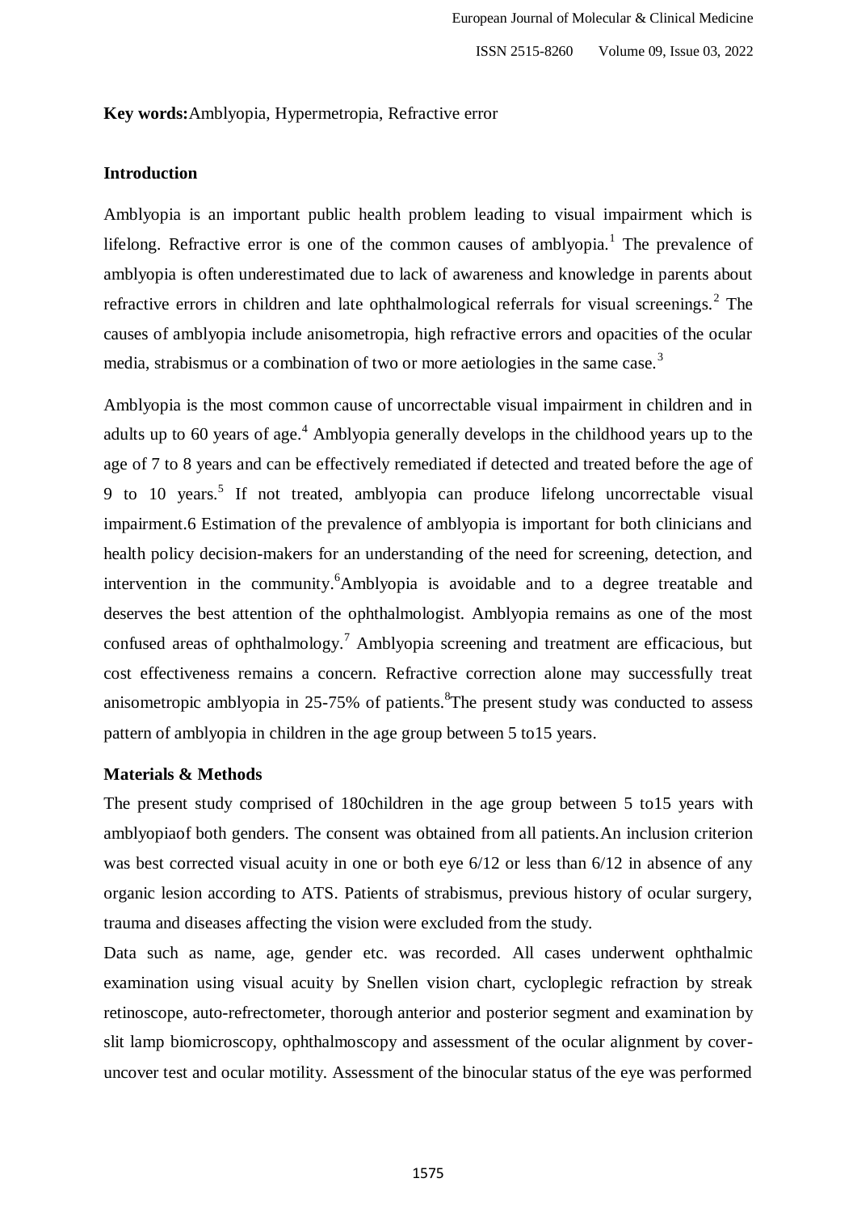**Key words:** Amblyopia, Hypermetropia, Refractive error

## Introduction

Amblyopia is an important public health problem leading to visual impairment which is lifelong. Refractive error is one of the common causes of amblyopia.[1] The prevalence of amblyopia is often underestimated due to lack of awareness and knowledge in parents about refractive errors in children and late ophthalmological referrals for visual screenings.[2] The causes of amblyopia include anisometropia, high refractive errors and opacities of the ocular media, strabismus or a combination of two or more aetiologies in the same case.[3]

Amblyopia is the most common cause of uncorrectable visual impairment in children and in adults up to 60 years of age.[4] Amblyopia generally develops in the childhood years up to the age of 7 to 8 years and can be effectively remediated if detected and treated before the age of 9 to 10 years.[5] If not treated, amblyopia can produce lifelong uncorrectable visual impairment.6 Estimation of the prevalence of amblyopia is important for both clinicians and health policy decision-makers for an understanding of the need for screening, detection, and intervention in the community.[6] Amblyopia is avoidable and to a degree treatable and deserves the best attention of the ophthalmologist. Amblyopia remains as one of the most confused areas of ophthalmology.[7] Amblyopia screening and treatment are efficacious, but cost effectiveness remains a concern. Refractive correction alone may successfully treat anisometropic amblyopia in 25-75% of patients.[8] The present study was conducted to assess pattern of amblyopia in children in the age group between 5 to15 years.

## Materials & Methods

The present study comprised of 180children in the age group between 5 to15 years with amblyopiaof both genders. The consent was obtained from all patients. An inclusion criterion was best corrected visual acuity in one or both eye 6/12 or less than 6/12 in absence of any organic lesion according to ATS. Patients of strabismus, previous history of ocular surgery, trauma and diseases affecting the vision were excluded from the study.

Data such as name, age, gender etc. was recorded. All cases underwent ophthalmic examination using visual acuity by Snellen vision chart, cycloplegic refraction by streak retinoscope, auto-refrectometer, thorough anterior and posterior segment and examination by slit lamp biomicroscopy, ophthalmoscopy and assessment of the ocular alignment by cover-uncover test and ocular motility. Assessment of the binocular status of the eye was performed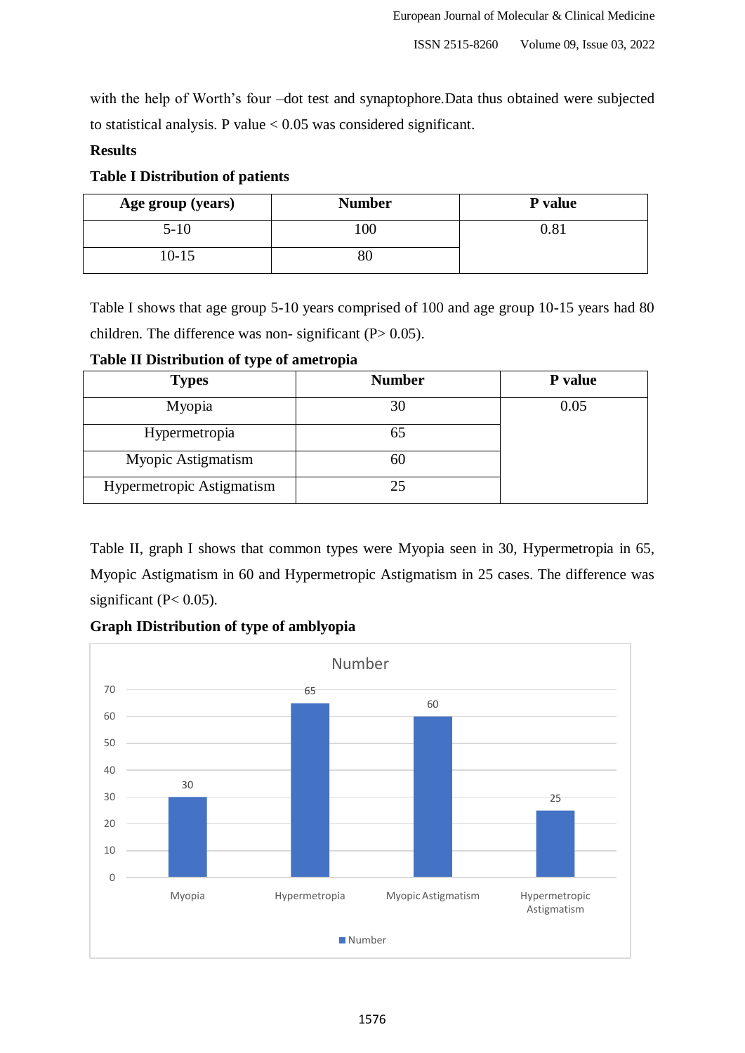with the help of Worth's four –dot test and synaptophore.Data thus obtained were subjected to statistical analysis. P value < 0.05 was considered significant.

**Results**

**Table I Distribution of patients**

| Age group (years) | Number | P value |
|---|---|---|
| 5-10 | 100 | 0.81 |
| 10-15 | 80 | |

Table I shows that age group 5-10 years comprised of 100 and age group 10-15 years had 80 children. The difference was non- significant (P> 0.05).

**Table II Distribution of type of ametropia**

| Types | Number | P value |
|---|---|---|
| Myopia | 30 | 0.05 |
| Hypermetropia | 65 | |
| Myopic Astigmatism | 60 | |
| Hypermetropic Astigmatism | 25 | |

Table II, graph I shows that common types were Myopia seen in 30, Hypermetropia in 65, Myopic Astigmatism in 60 and Hypermetropic Astigmatism in 25 cases. The difference was significant (P< 0.05).

**Graph IDistribution of type of amblyopia**

| | Number |
|---|---|
| Myopia | 30 |
| Hypermetropia | 65 |
| Myopic Astigmatism | 60 |
| Hypermetropic Astigmatism | 25 |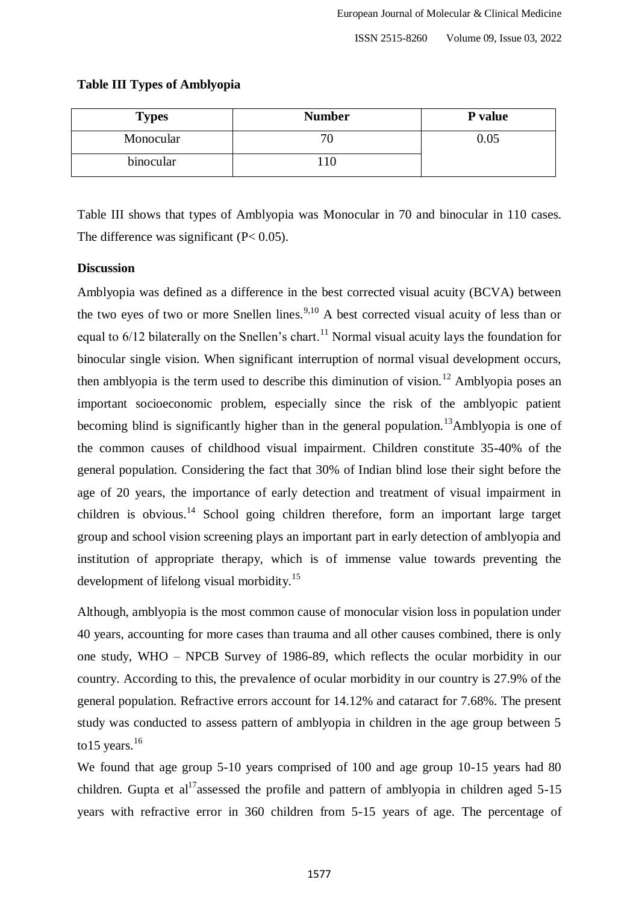**Table III Types of Amblyopia**

| Types | Number | P value |
|---|---|---|
| Monocular | 70 | 0.05 |
| binocular | 110 | |

Table III shows that types of Amblyopia was Monocular in 70 and binocular in 110 cases. The difference was significant ($P < 0.05$).

**Discussion**

Amblyopia was defined as a difference in the best corrected visual acuity (BCVA) between the two eyes of two or more Snellen lines.[9,10] A best corrected visual acuity of less than or equal to 6/12 bilaterally on the Snellen's chart.[11] Normal visual acuity lays the foundation for binocular single vision. When significant interruption of normal visual development occurs, then amblyopia is the term used to describe this diminution of vision.[12] Amblyopia poses an important socioeconomic problem, especially since the risk of the amblyopic patient becoming blind is significantly higher than in the general population.[13]Amblyopia is one of the common causes of childhood visual impairment. Children constitute 35-40% of the general population. Considering the fact that 30% of Indian blind lose their sight before the age of 20 years, the importance of early detection and treatment of visual impairment in children is obvious.[14] School going children therefore, form an important large target group and school vision screening plays an important part in early detection of amblyopia and institution of appropriate therapy, which is of immense value towards preventing the development of lifelong visual morbidity.[15]

Although, amblyopia is the most common cause of monocular vision loss in population under 40 years, accounting for more cases than trauma and all other causes combined, there is only one study, WHO – NPCB Survey of 1986-89, which reflects the ocular morbidity in our country. According to this, the prevalence of ocular morbidity in our country is 27.9% of the general population. Refractive errors account for 14.12% and cataract for 7.68%. The present study was conducted to assess pattern of amblyopia in children in the age group between 5 to15 years.[16]

We found that age group 5-10 years comprised of 100 and age group 10-15 years had 80 children. Gupta et al[17]assessed the profile and pattern of amblyopia in children aged 5-15 years with refractive error in 360 children from 5-15 years of age. The percentage of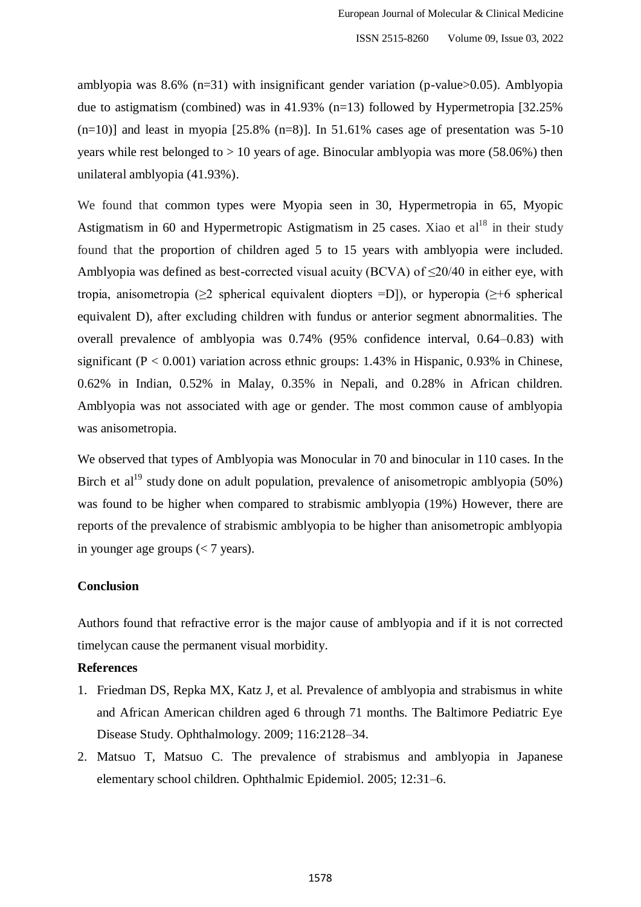amblyopia was 8.6% (n=31) with insignificant gender variation (p-value>0.05). Amblyopia due to astigmatism (combined) was in 41.93% (n=13) followed by Hypermetropia [32.25% (n=10)] and least in myopia [25.8% (n=8)]. In 51.61% cases age of presentation was 5-10 years while rest belonged to > 10 years of age. Binocular amblyopia was more (58.06%) then unilateral amblyopia (41.93%).

We found that common types were Myopia seen in 30, Hypermetropia in 65, Myopic Astigmatism in 60 and Hypermetropic Astigmatism in 25 cases. Xiao et al[18] in their study found that the proportion of children aged 5 to 15 years with amblyopia were included. Amblyopia was defined as best-corrected visual acuity (BCVA) of ≤20/40 in either eye, with tropia, anisometropia (≥2 spherical equivalent diopters =D]), or hyperopia (≥+6 spherical equivalent D), after excluding children with fundus or anterior segment abnormalities. The overall prevalence of amblyopia was 0.74% (95% confidence interval, 0.64–0.83) with significant ($P < 0.001$) variation across ethnic groups: 1.43% in Hispanic, 0.93% in Chinese, 0.62% in Indian, 0.52% in Malay, 0.35% in Nepali, and 0.28% in African children. Amblyopia was not associated with age or gender. The most common cause of amblyopia was anisometropia.

We observed that types of Amblyopia was Monocular in 70 and binocular in 110 cases. In the Birch et al[19] study done on adult population, prevalence of anisometropic amblyopia (50%) was found to be higher when compared to strabismic amblyopia (19%) However, there are reports of the prevalence of strabismic amblyopia to be higher than anisometropic amblyopia in younger age groups (< 7 years).

**Conclusion**

Authors found that refractive error is the major cause of amblyopia and if it is not corrected timelycan cause the permanent visual morbidity.

**References**

1. Friedman DS, Repka MX, Katz J, et al. Prevalence of amblyopia and strabismus in white and African American children aged 6 through 71 months. The Baltimore Pediatric Eye Disease Study. Ophthalmology. 2009; 116:2128–34.
2. Matsuo T, Matsuo C. The prevalence of strabismus and amblyopia in Japanese elementary school children. Ophthalmic Epidemiol. 2005; 12:31–6.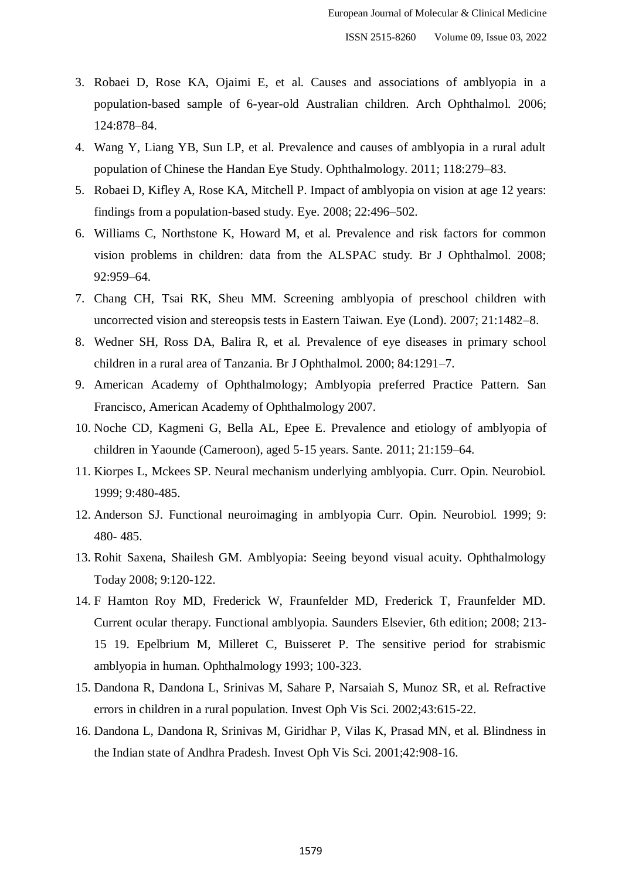3. Robaei D, Rose KA, Ojaimi E, et al. Causes and associations of amblyopia in a population-based sample of 6-year-old Australian children. Arch Ophthalmol. 2006; 124:878–84.
4. Wang Y, Liang YB, Sun LP, et al. Prevalence and causes of amblyopia in a rural adult population of Chinese the Handan Eye Study. Ophthalmology. 2011; 118:279–83.
5. Robaei D, Kifley A, Rose KA, Mitchell P. Impact of amblyopia on vision at age 12 years: findings from a population-based study. Eye. 2008; 22:496–502.
6. Williams C, Northstone K, Howard M, et al. Prevalence and risk factors for common vision problems in children: data from the ALSPAC study. Br J Ophthalmol. 2008; 92:959–64.
7. Chang CH, Tsai RK, Sheu MM. Screening amblyopia of preschool children with uncorrected vision and stereopsis tests in Eastern Taiwan. Eye (Lond). 2007; 21:1482–8.
8. Wedner SH, Ross DA, Balira R, et al. Prevalence of eye diseases in primary school children in a rural area of Tanzania. Br J Ophthalmol. 2000; 84:1291–7.
9. American Academy of Ophthalmology; Amblyopia preferred Practice Pattern. San Francisco, American Academy of Ophthalmology 2007.
10. Noche CD, Kagmeni G, Bella AL, Epee E. Prevalence and etiology of amblyopia of children in Yaounde (Cameroon), aged 5-15 years. Sante. 2011; 21:159–64.
11. Kiorpes L, Mckees SP. Neural mechanism underlying amblyopia. Curr. Opin. Neurobiol. 1999; 9:480-485.
12. Anderson SJ. Functional neuroimaging in amblyopia Curr. Opin. Neurobiol. 1999; 9: 480- 485.
13. Rohit Saxena, Shailesh GM. Amblyopia: Seeing beyond visual acuity. Ophthalmology Today 2008; 9:120-122.
14. F Hamton Roy MD, Frederick W, Fraunfelder MD, Frederick T, Fraunfelder MD. Current ocular therapy. Functional amblyopia. Saunders Elsevier, 6th edition; 2008; 213-15 19. Epelbrium M, Milleret C, Buisseret P. The sensitive period for strabismic amblyopia in human. Ophthalmology 1993; 100-323.
15. Dandona R, Dandona L, Srinivas M, Sahare P, Narsaiah S, Munoz SR, et al. Refractive errors in children in a rural population. Invest Oph Vis Sci. 2002;43:615-22.
16. Dandona L, Dandona R, Srinivas M, Giridhar P, Vilas K, Prasad MN, et al. Blindness in the Indian state of Andhra Pradesh. Invest Oph Vis Sci. 2001;42:908-16.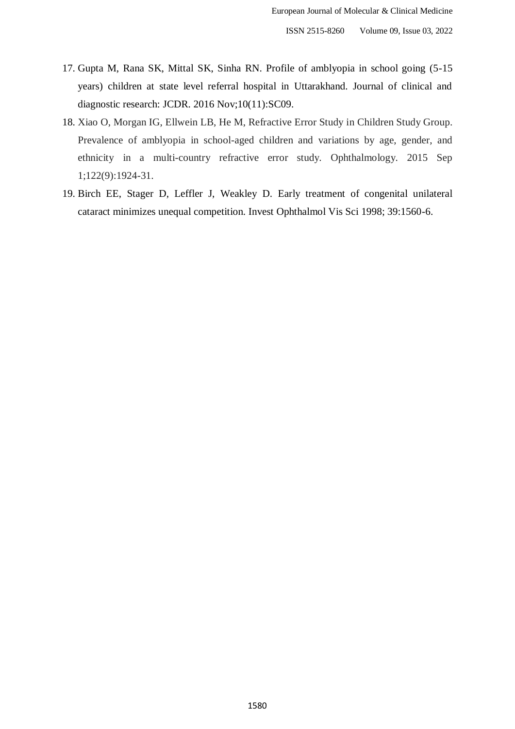17. Gupta M, Rana SK, Mittal SK, Sinha RN. Profile of amblyopia in school going (5-15 years) children at state level referral hospital in Uttarakhand. Journal of clinical and diagnostic research: JCDR. 2016 Nov;10(11):SC09.
18. Xiao O, Morgan IG, Ellwein LB, He M, Refractive Error Study in Children Study Group. Prevalence of amblyopia in school-aged children and variations by age, gender, and ethnicity in a multi-country refractive error study. Ophthalmology. 2015 Sep 1;122(9):1924-31.
19. Birch EE, Stager D, Leffler J, Weakley D. Early treatment of congenital unilateral cataract minimizes unequal competition. Invest Ophthalmol Vis Sci 1998; 39:1560-6.